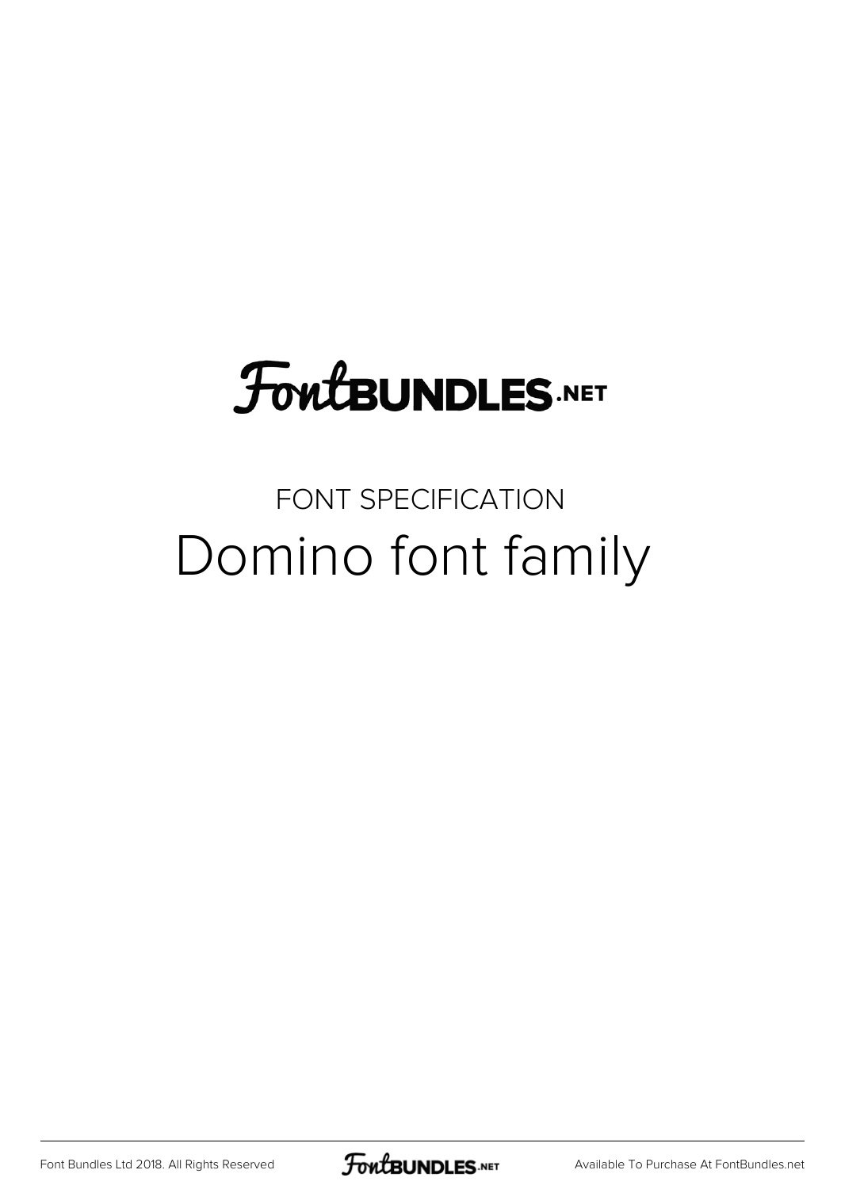# FontBUNDLES.NET

FONT SPECIFICATION

## Domino font family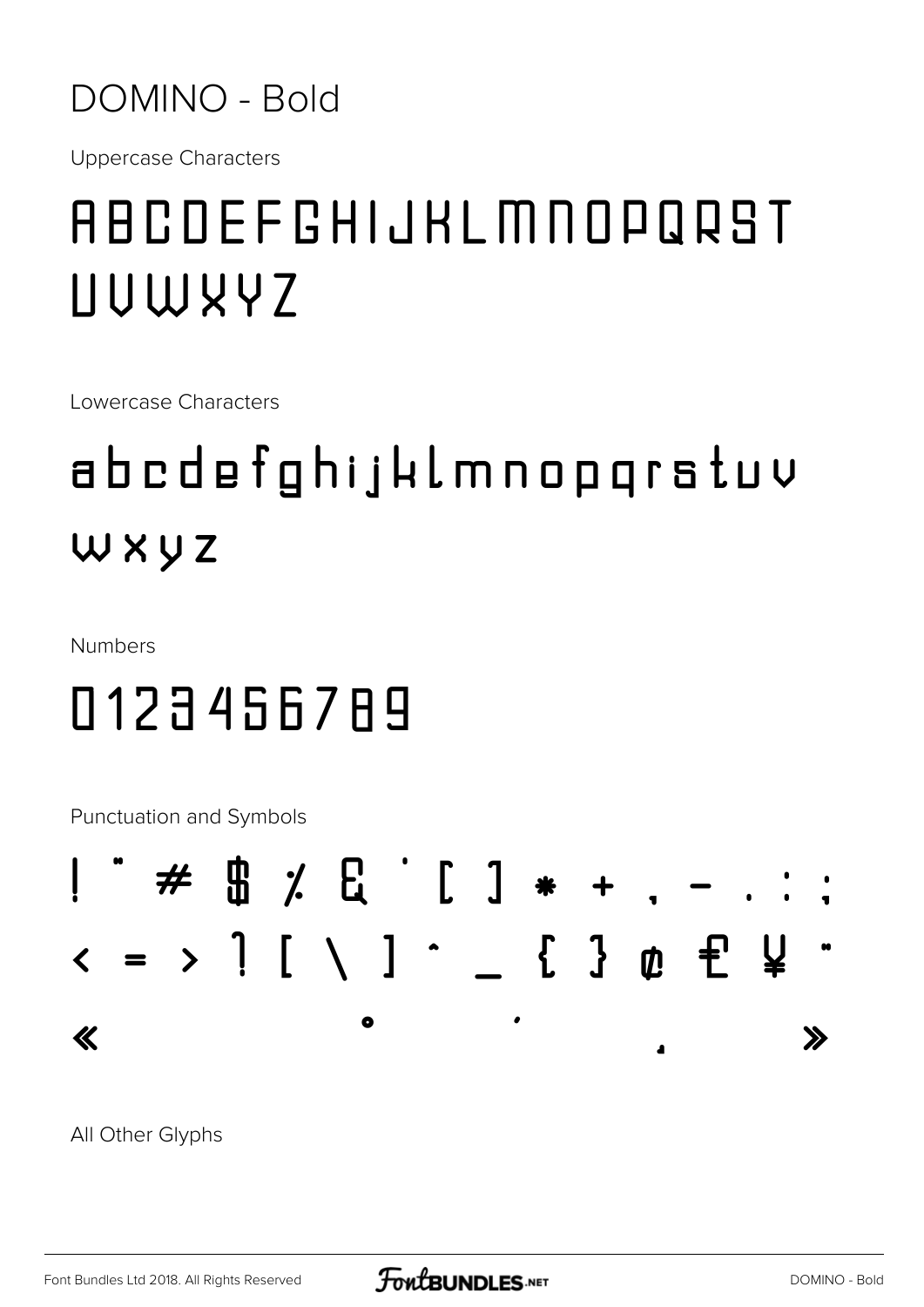# DOMINO - Bold

Uppercase Characters

ABCDEFGHIJKLMNOPQRST
UVWXYZ

Lowercase Characters

abcdefghijklmnopqrstuv
wxyz

Numbers

0123456789

Punctuation and Symbols

! " # $ % & ' ( ) * + , - . : ;
< = > ? [ \ ] ^ _ { } ¢ £ ¥ ¨
« ° ´ ¸ »

All Other Glyphs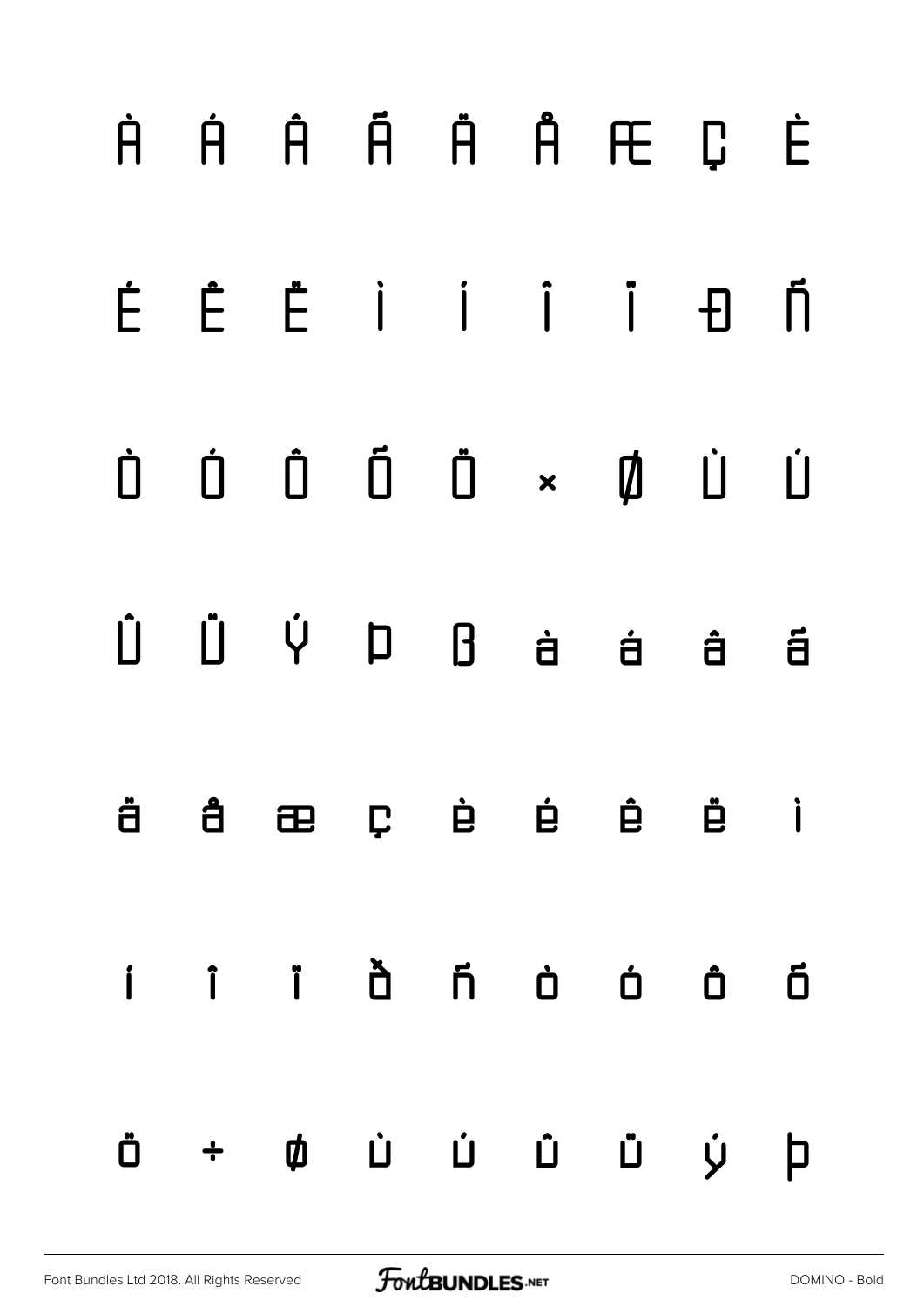À Á Â Ã Ä Å Æ Ç È

É Ê Ë Ì Í Î Ï Ð Ñ

Ò Ó Ô Õ Ö × Ø Ù Ú

Û Ü Ý Þ ß à á â ã

ä å æ ç è é ê ë ì

í î ï ð ñ ò ó ô õ

ö ÷ ø ù ú û ü ý þ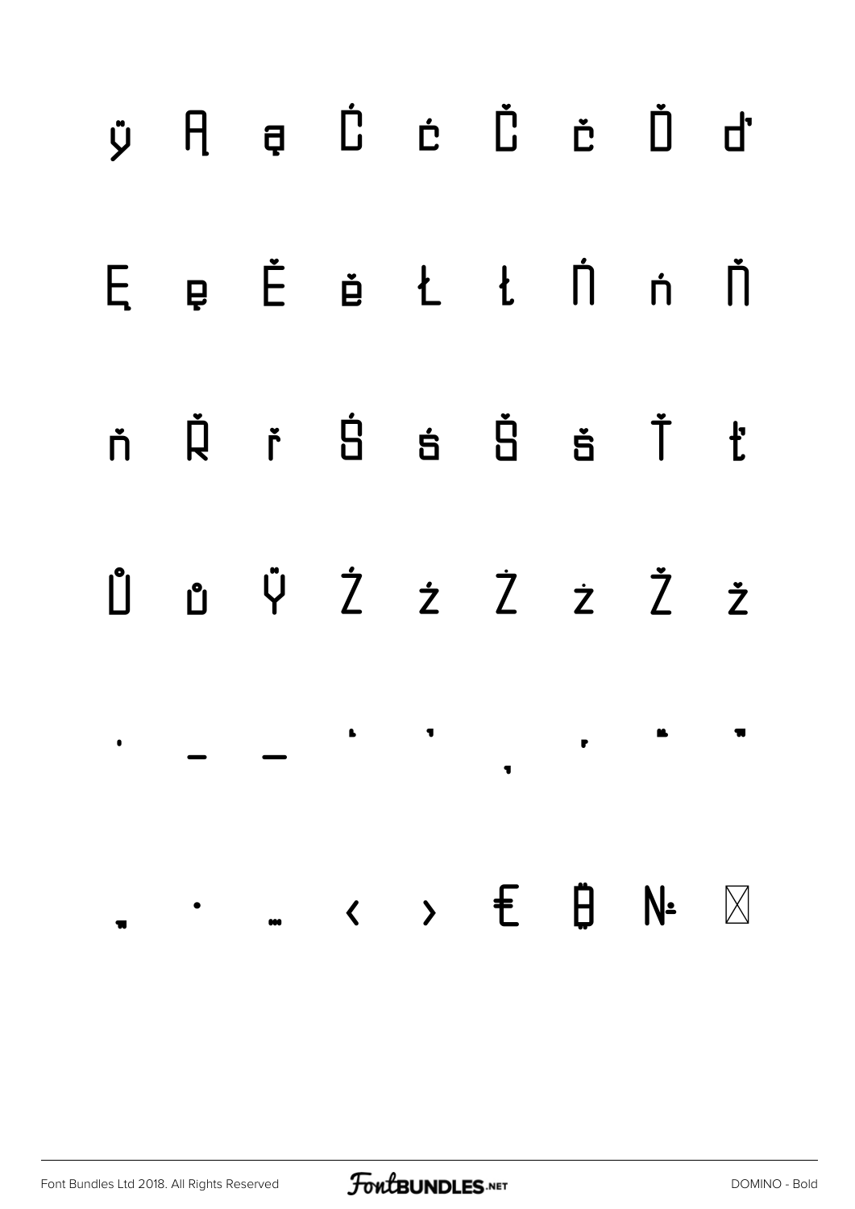ÿ Ą ą Ć ć Č č Ď ď

Ę ę Ě ě Ł ł Ń ń Ň

ň Ř ř Ś ś Š š Ť ť

Ů ů Ÿ Ź ź Ż ż Ž ž

· – — ‘ ’ ‚ ‛ “ ”

„ • … ‹ › ₠ ₿ № ⊠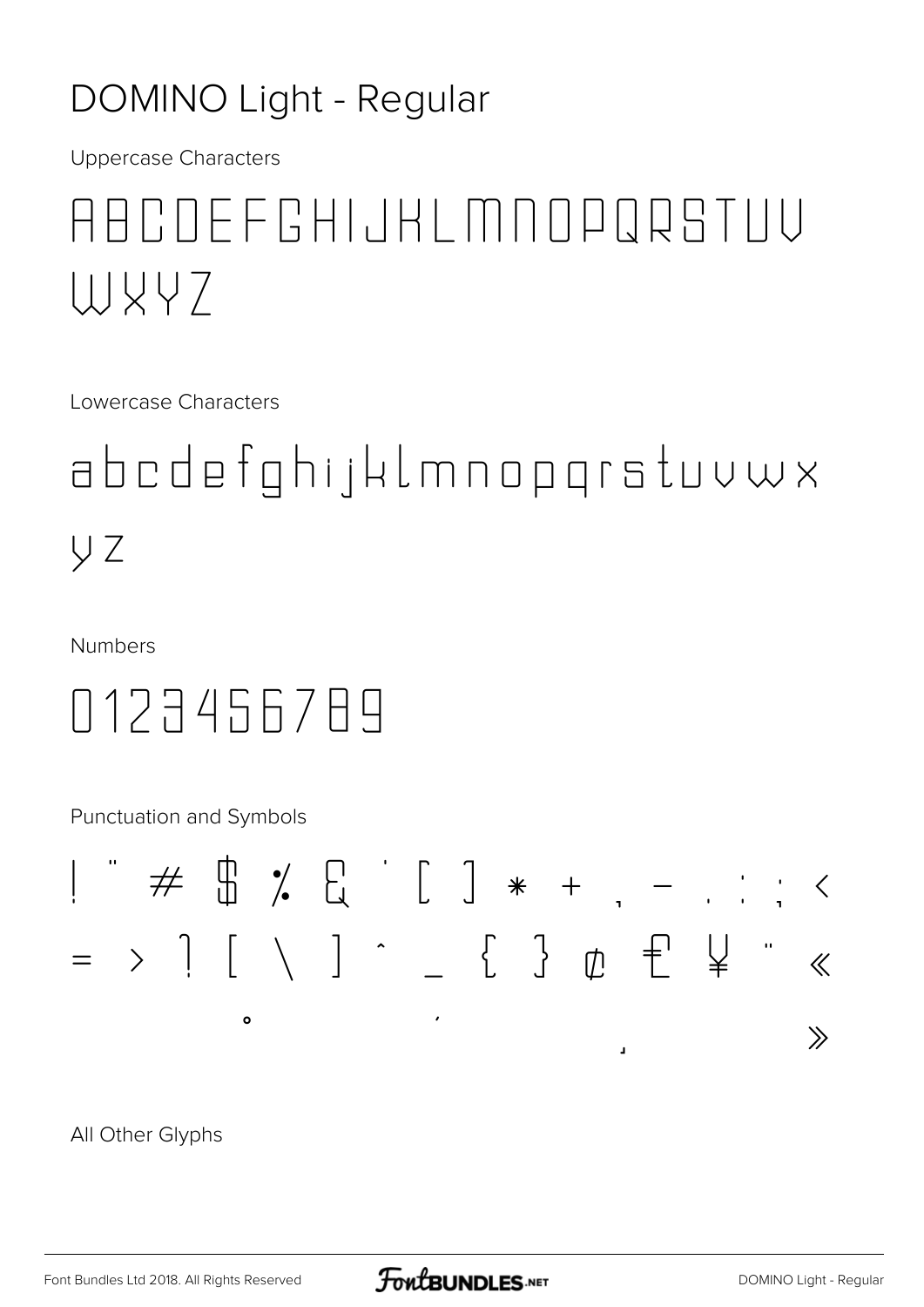# DOMINO Light - Regular

Uppercase Characters

ABCDEFGHIJKLMNOPQRSTUV
WXYZ

Lowercase Characters

abcdefghijklmnopqrstuvwx
yz

Numbers

0123456789

Punctuation and Symbols

! " # $ % & ' ( ) * + , - . / : ; <
= > ? [ \ ] ^ _ { } ¢ £ ¥ ¨ «
° ´ ¸ »

All Other Glyphs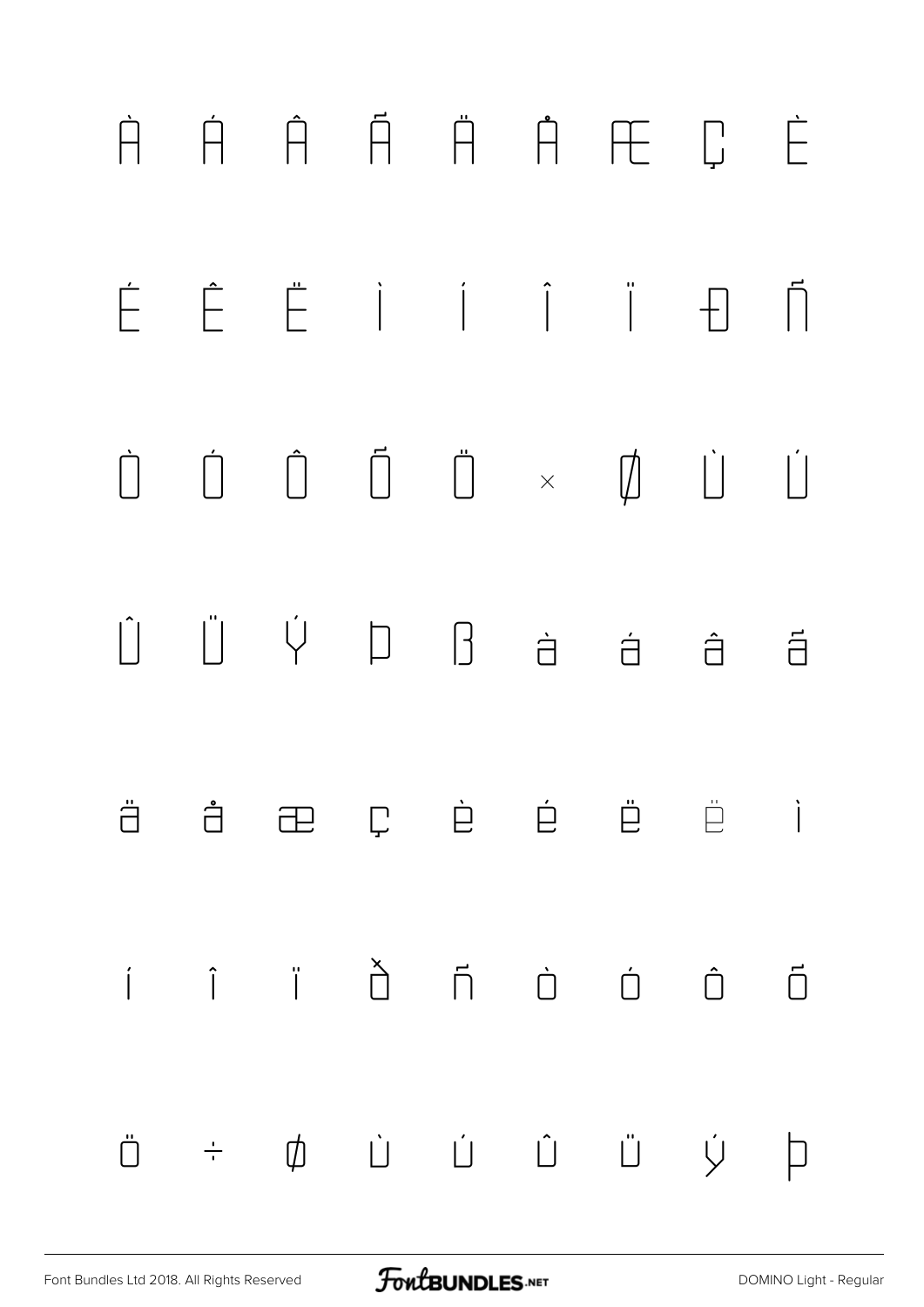À Á Â Ã Ä Å Æ Ç È

É Ê Ë Ì Í Î Ï Ð Ñ

Ò Ó Ô Õ Ö × Ø Ù Ú

Û Ü Ý Þ ß à á â ã

ä å æ ç è é ê ë ì

í î ï ð ñ ò ó ô õ

ö ÷ ø ù ú û ü ý þ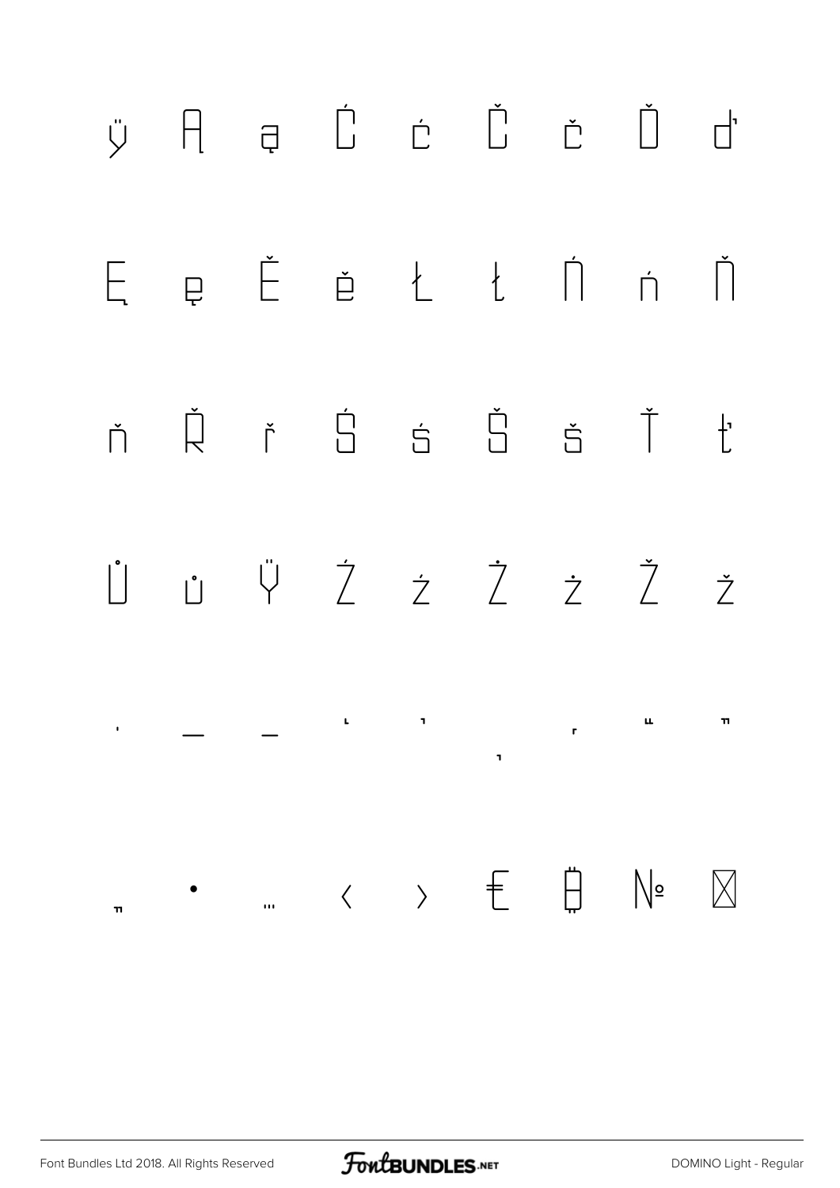ÿ Ą ą Ć ć Č č Ď ď

Ę ę Ě ě Ł ł Ń ń Ň

ň Ř ř Ś ś Š š Ť ť

Ů ů Ÿ Ź ź Ż ż Ž ž

' – — ‘ ’ ‚ “ ” „

† • … ‹ › € ₿ № ⊠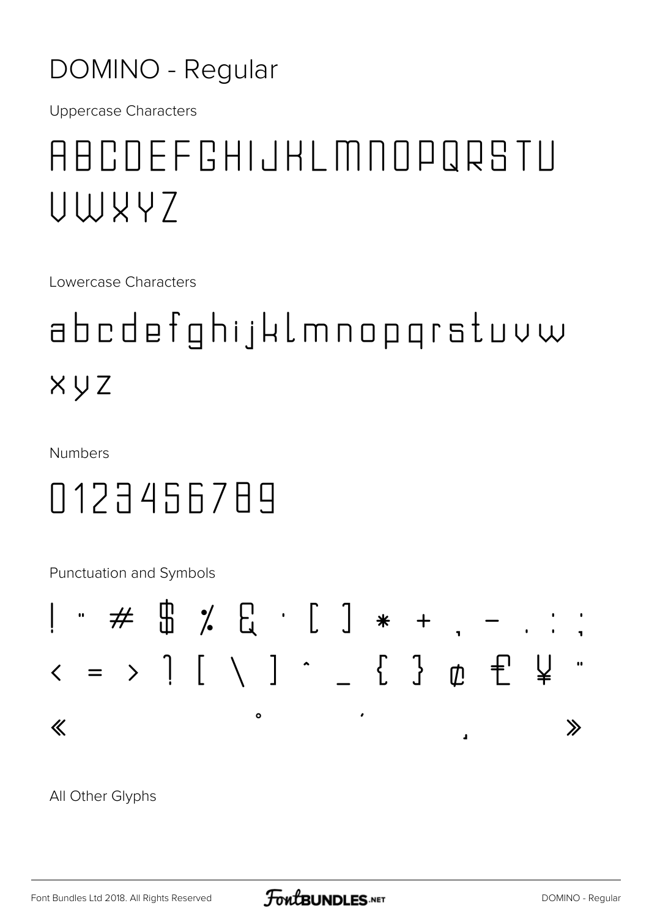# DOMINO - Regular

Uppercase Characters

ABCDEFGHIJKLMNOPQRSTU VWXYZ

Lowercase Characters

abcdefghijklmnopqrstuvw xyz

Numbers

0123456789

Punctuation and Symbols

! " # $ % & ' ( ) * + , - . : ;
< = > ? [ \ ] ^ _ { } ¢ £ ¥ "
« ° ´ ¸ »

All Other Glyphs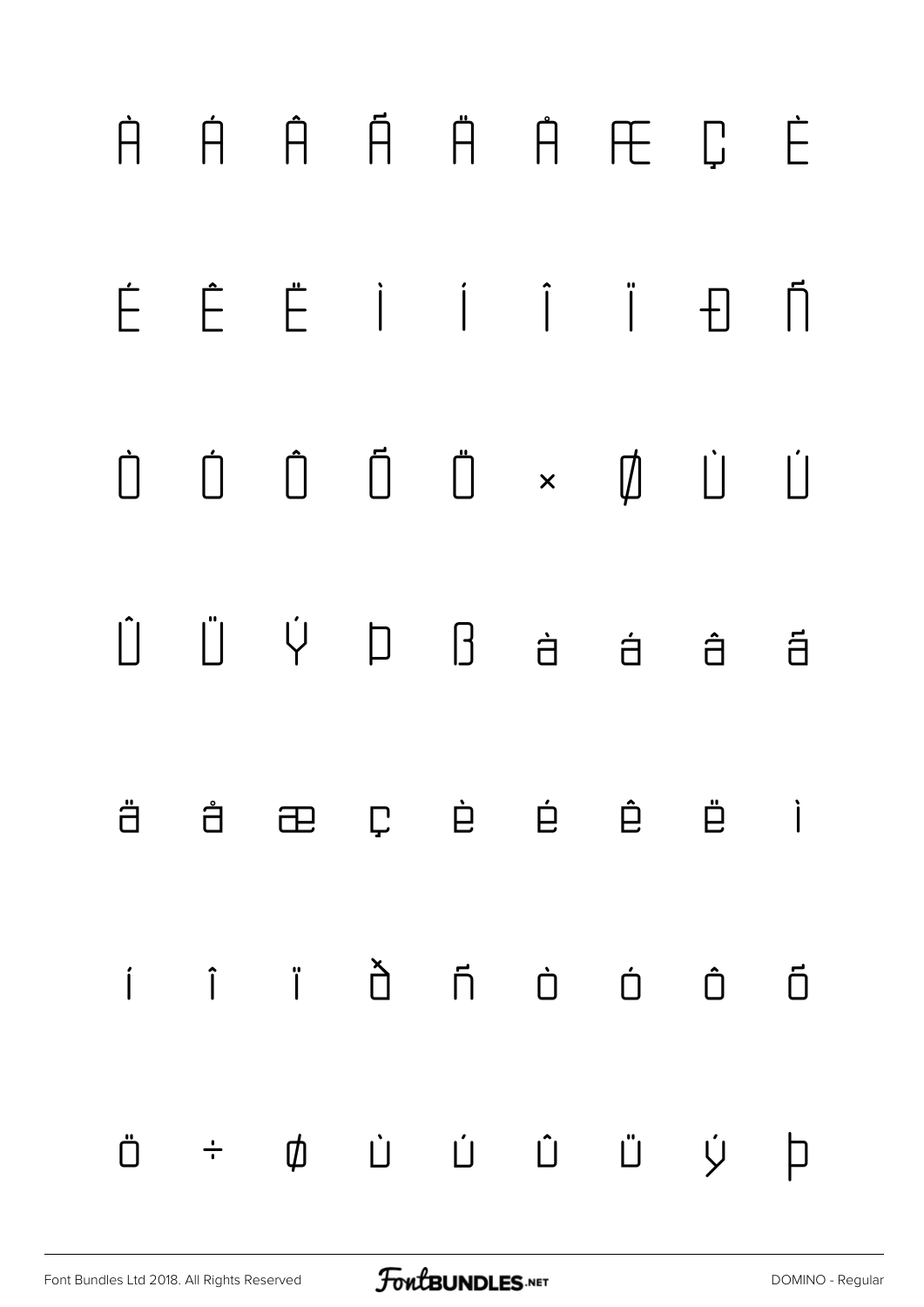À Á Â Ã Ä Å Æ Ç È

É Ê Ë Ì Í Î Ï Ð Ñ

Ò Ó Ô Õ Ö × Ø Ù Ú

Û Ü Ý Þ ß à á â ã

ä å æ ç è é ê ë ì

í î ï ð ñ ò ó ô õ

ö ÷ ø ù ú û ü ý þ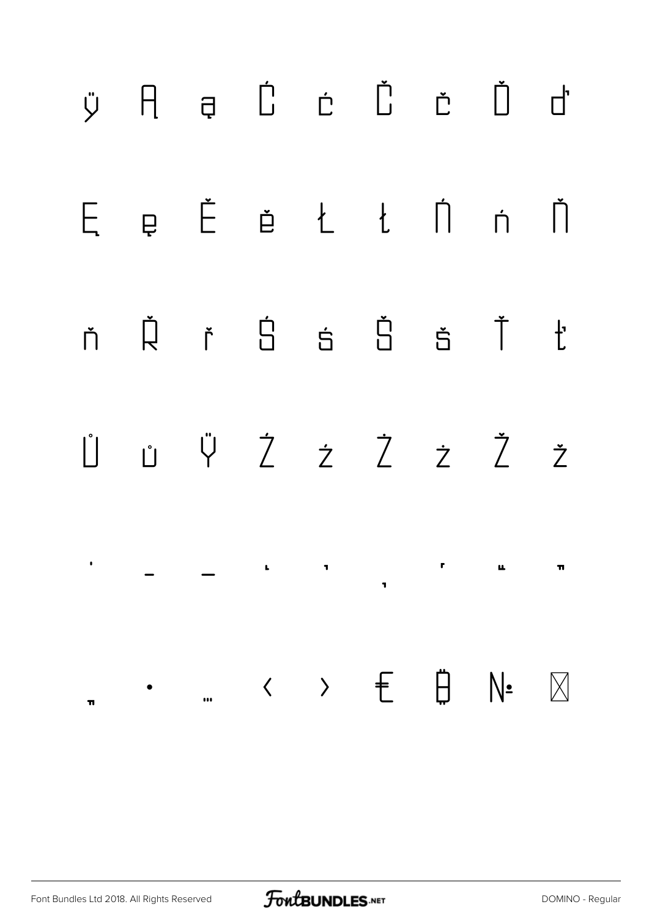ÿ Ą ą Ć ć Č č Ď ď

Ę ę Ě ě Ł ł Ń ń Ň

ň Ř ř Ś ś Š š Ť ť

Ů ů Ÿ Ź ź Ż ż Ž ž

ˈ – — ‘ ’ ‚ “ ” „

• … ‹ › ₤ ₿ № ⌧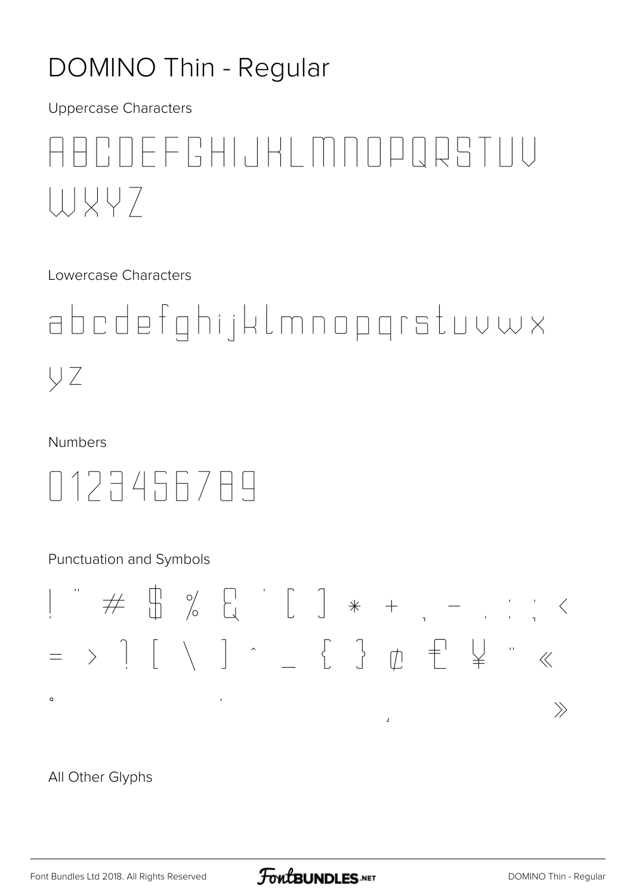# DOMINO Thin - Regular

Uppercase Characters

ABCDEFGHIJKLMNOPQRSTUV
WXYZ

Lowercase Characters

abcdefghijklmnopqrstuvwx
yz

Numbers

0123456789

Punctuation and Symbols

! " # $ % & ' ( ) * + , - . / : ; <
= > ? @ [ \ ] ^ _ { } ¢ £ ¥ ¨ «
° ´ ¸ »

All Other Glyphs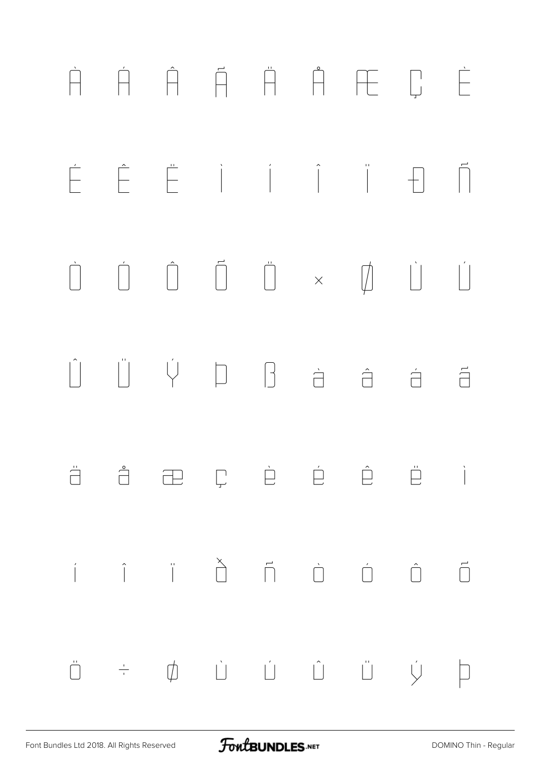À Á Â Ã Ä Å Æ Ç È

É Ê Ë Ì Í Î Ï Ð Ñ

Ò Ó Ô Õ Ö × Ø Ù Ú

Û Ü Ý Þ ß à â á ã

ä å æ ç è é ê ë ì

í î ï ð ñ ò ó ô õ

ö ÷ ø ù ú û ü ý þ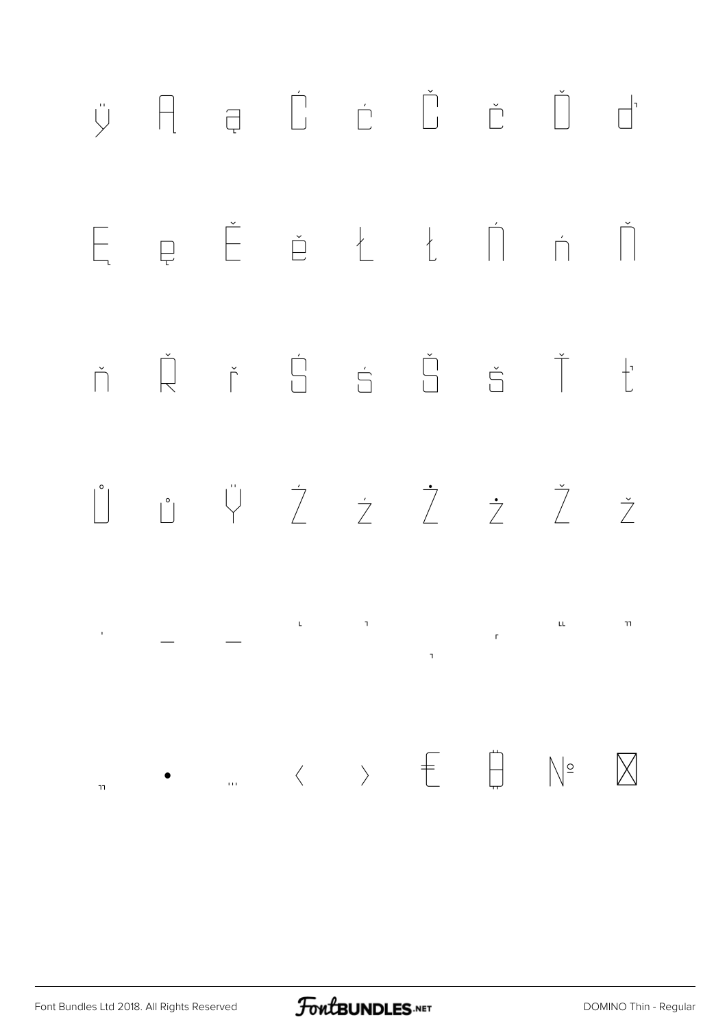ÿ Ą ą Ć ć Č č Ď ď

Ę ę Ě ě Ł ł Ń ń Ň

ň Ř ř Ś ś Š š Ť ť

Ů ů Ÿ Ź ź Ż ż Ž ž

' – — ‘ ’ ‚ “ ” „

„ • … ‹ › € ₿ № ⌧